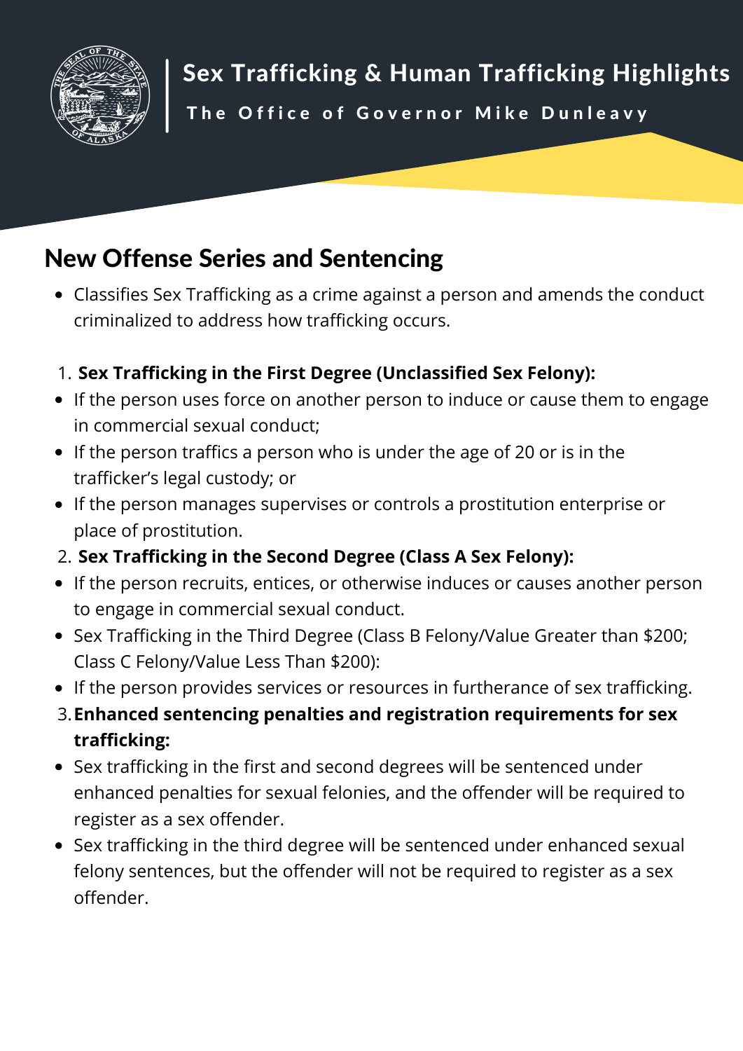# Sex Trafficking & Human Trafficking Highlights

The Office of Governor Mike Dunleavy

## New Offense Series and Sentencing

- Classifies Sex Trafficking as a crime against a person and amends the conduct criminalized to address how trafficking occurs.

1. **Sex Trafficking in the First Degree (Unclassified Sex Felony):**

- If the person uses force on another person to induce or cause them to engage in commercial sexual conduct;
- If the person traffics a person who is under the age of 20 or is in the trafficker's legal custody; or
- If the person manages supervises or controls a prostitution enterprise or place of prostitution.

2. **Sex Trafficking in the Second Degree (Class A Sex Felony):**

- If the person recruits, entices, or otherwise induces or causes another person to engage in commercial sexual conduct.
- Sex Trafficking in the Third Degree (Class B Felony/Value Greater than $200; Class C Felony/Value Less Than $200):
- If the person provides services or resources in furtherance of sex trafficking.

3. **Enhanced sentencing penalties and registration requirements for sex trafficking:**

- Sex trafficking in the first and second degrees will be sentenced under enhanced penalties for sexual felonies, and the offender will be required to register as a sex offender.
- Sex trafficking in the third degree will be sentenced under enhanced sexual felony sentences, but the offender will not be required to register as a sex offender.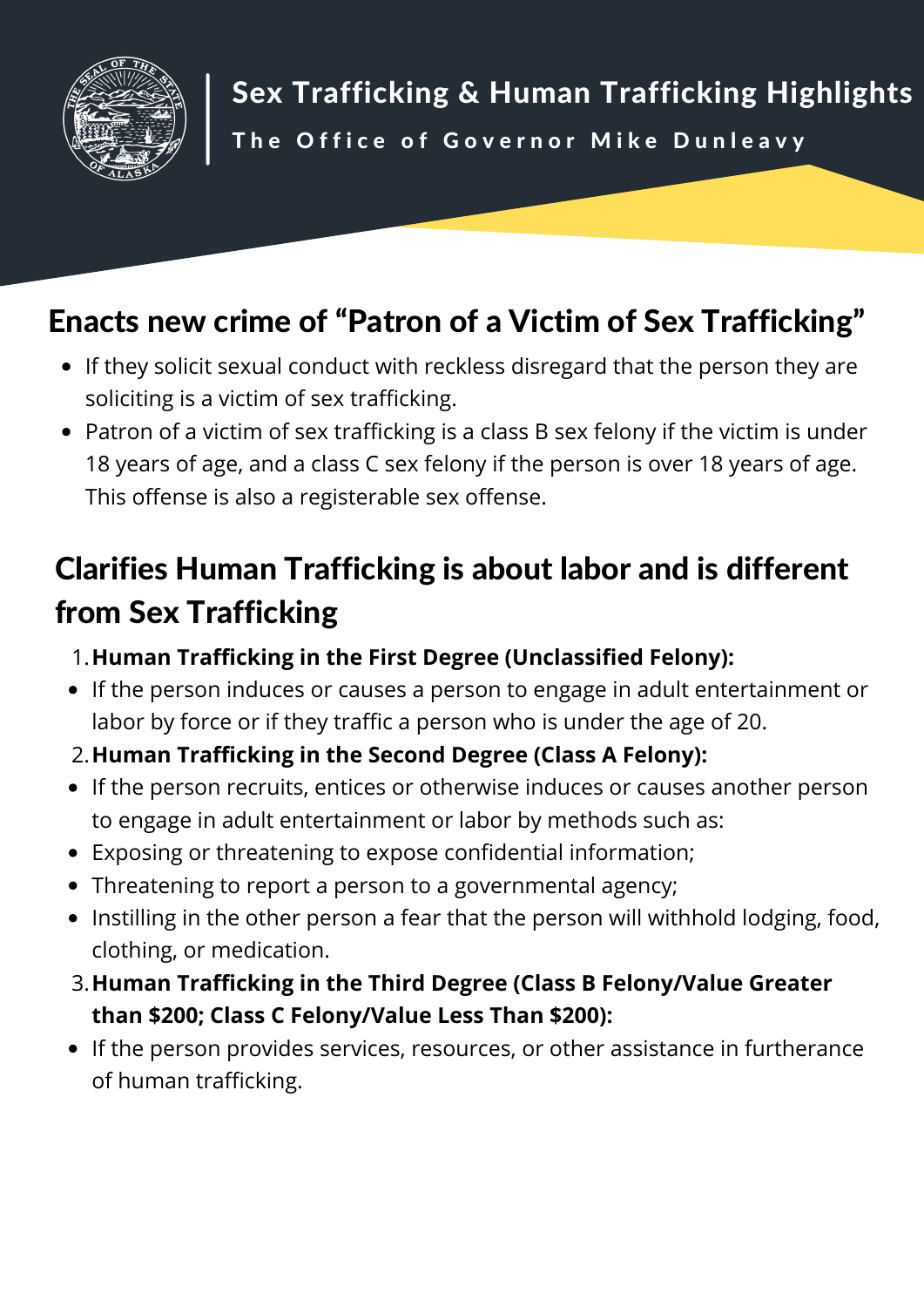# Sex Trafficking & Human Trafficking Highlights

**The Office of Governor Mike Dunleavy**

## Enacts new crime of “Patron of a Victim of Sex Trafficking”

- If they solicit sexual conduct with reckless disregard that the person they are soliciting is a victim of sex trafficking.
- Patron of a victim of sex trafficking is a class B sex felony if the victim is under 18 years of age, and a class C sex felony if the person is over 18 years of age. This offense is also a registerable sex offense.

## Clarifies Human Trafficking is about labor and is different from Sex Trafficking

1. **Human Trafficking in the First Degree (Unclassified Felony):**
   - If the person induces or causes a person to engage in adult entertainment or labor by force or if they traffic a person who is under the age of 20.
2. **Human Trafficking in the Second Degree (Class A Felony):**
   - If the person recruits, entices or otherwise induces or causes another person to engage in adult entertainment or labor by methods such as:
   - Exposing or threatening to expose confidential information;
   - Threatening to report a person to a governmental agency;
   - Instilling in the other person a fear that the person will withhold lodging, food, clothing, or medication.
3. **Human Trafficking in the Third Degree (Class B Felony/Value Greater than $200; Class C Felony/Value Less Than $200):**
   - If the person provides services, resources, or other assistance in furtherance of human trafficking.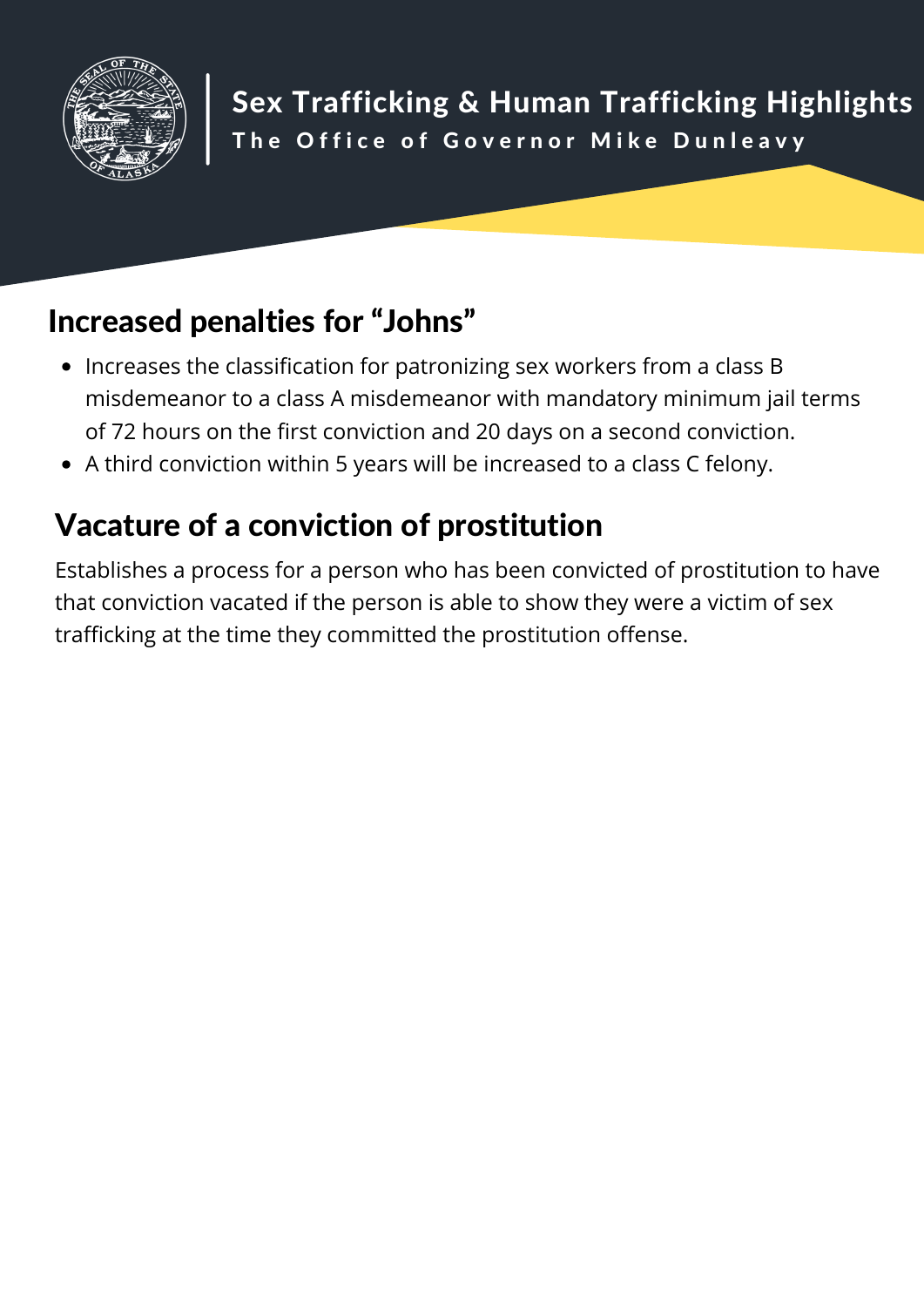## Increased penalties for "Johns"

- Increases the classification for patronizing sex workers from a class B misdemeanor to a class A misdemeanor with mandatory minimum jail terms of 72 hours on the first conviction and 20 days on a second conviction.
- A third conviction within 5 years will be increased to a class C felony.

## Vacature of a conviction of prostitution

Establishes a process for a person who has been convicted of prostitution to have that conviction vacated if the person is able to show they were a victim of sex trafficking at the time they committed the prostitution offense.